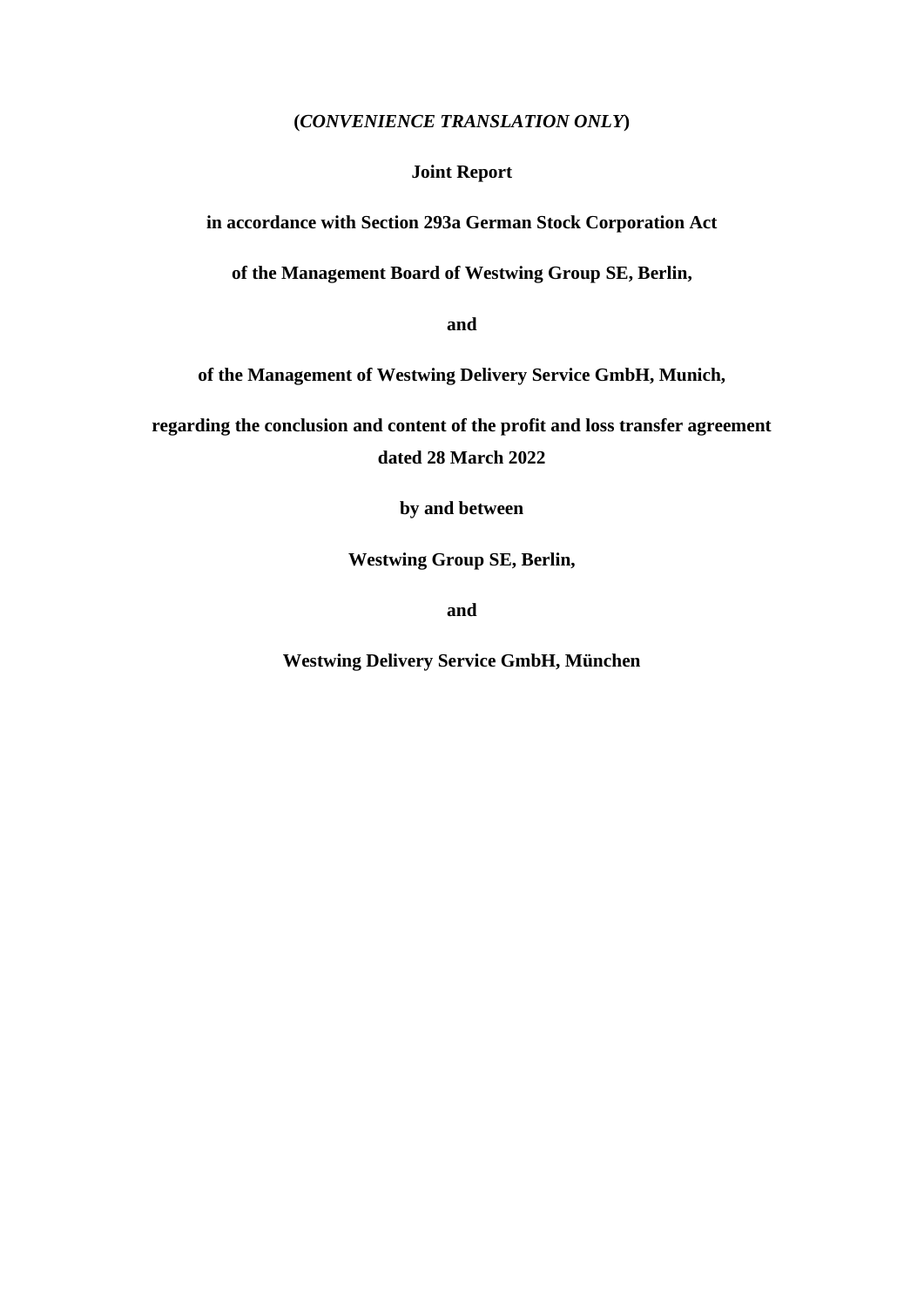**(*CONVENIENCE TRANSLATION ONLY*)**

**Joint Report**

**in accordance with Section 293a German Stock Corporation Act**

**of the Management Board of Westwing Group SE, Berlin,**

**and**

**of the Management of Westwing Delivery Service GmbH, Munich,**

**regarding the conclusion and content of the profit and loss transfer agreement dated 28 March 2022**

**by and between**

**Westwing Group SE, Berlin,**

**and**

**Westwing Delivery Service GmbH, München**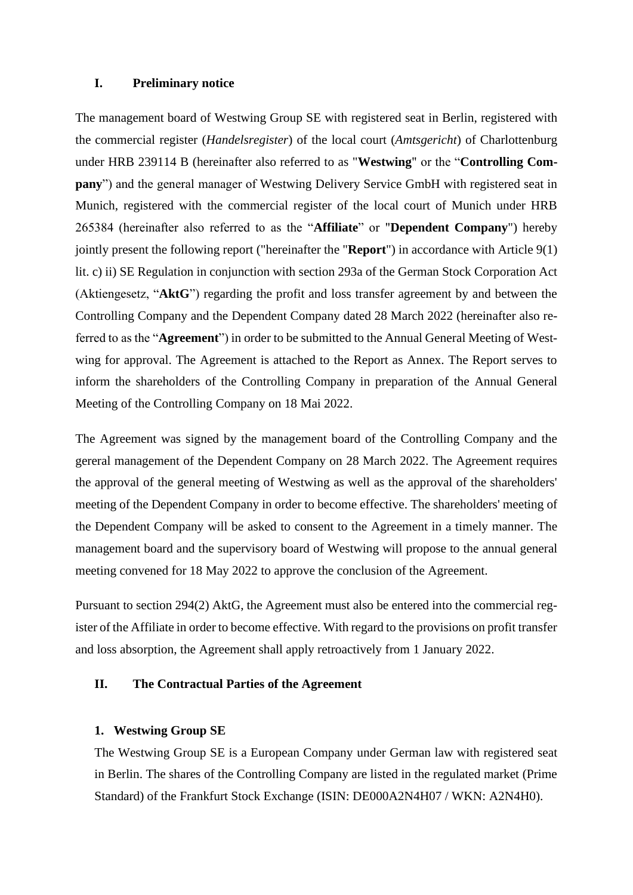## I. Preliminary notice

The management board of Westwing Group SE with registered seat in Berlin, registered with the commercial register (*Handelsregister*) of the local court (*Amtsgericht*) of Charlottenburg under HRB 239114 B (hereinafter also referred to as "**Westwing**" or the "**Controlling Company**") and the general manager of Westwing Delivery Service GmbH with registered seat in Munich, registered with the commercial register of the local court of Munich under HRB 265384 (hereinafter also referred to as the "**Affiliate**" or "**Dependent Company**") hereby jointly present the following report ("hereinafter the "**Report**") in accordance with Article 9(1) lit. c) ii) SE Regulation in conjunction with section 293a of the German Stock Corporation Act (Aktiengesetz, "**AktG**") regarding the profit and loss transfer agreement by and between the Controlling Company and the Dependent Company dated 28 March 2022 (hereinafter also referred to as the "**Agreement**") in order to be submitted to the Annual General Meeting of Westwing for approval. The Agreement is attached to the Report as Annex. The Report serves to inform the shareholders of the Controlling Company in preparation of the Annual General Meeting of the Controlling Company on 18 Mai 2022.

The Agreement was signed by the management board of the Controlling Company and the gereral management of the Dependent Company on 28 March 2022. The Agreement requires the approval of the general meeting of Westwing as well as the approval of the shareholders' meeting of the Dependent Company in order to become effective. The shareholders' meeting of the Dependent Company will be asked to consent to the Agreement in a timely manner. The management board and the supervisory board of Westwing will propose to the annual general meeting convened for 18 May 2022 to approve the conclusion of the Agreement.

Pursuant to section 294(2) AktG, the Agreement must also be entered into the commercial register of the Affiliate in order to become effective. With regard to the provisions on profit transfer and loss absorption, the Agreement shall apply retroactively from 1 January 2022.

## II. The Contractual Parties of the Agreement

### 1. Westwing Group SE

The Westwing Group SE is a European Company under German law with registered seat in Berlin. The shares of the Controlling Company are listed in the regulated market (Prime Standard) of the Frankfurt Stock Exchange (ISIN: DE000A2N4H07 / WKN: A2N4H0).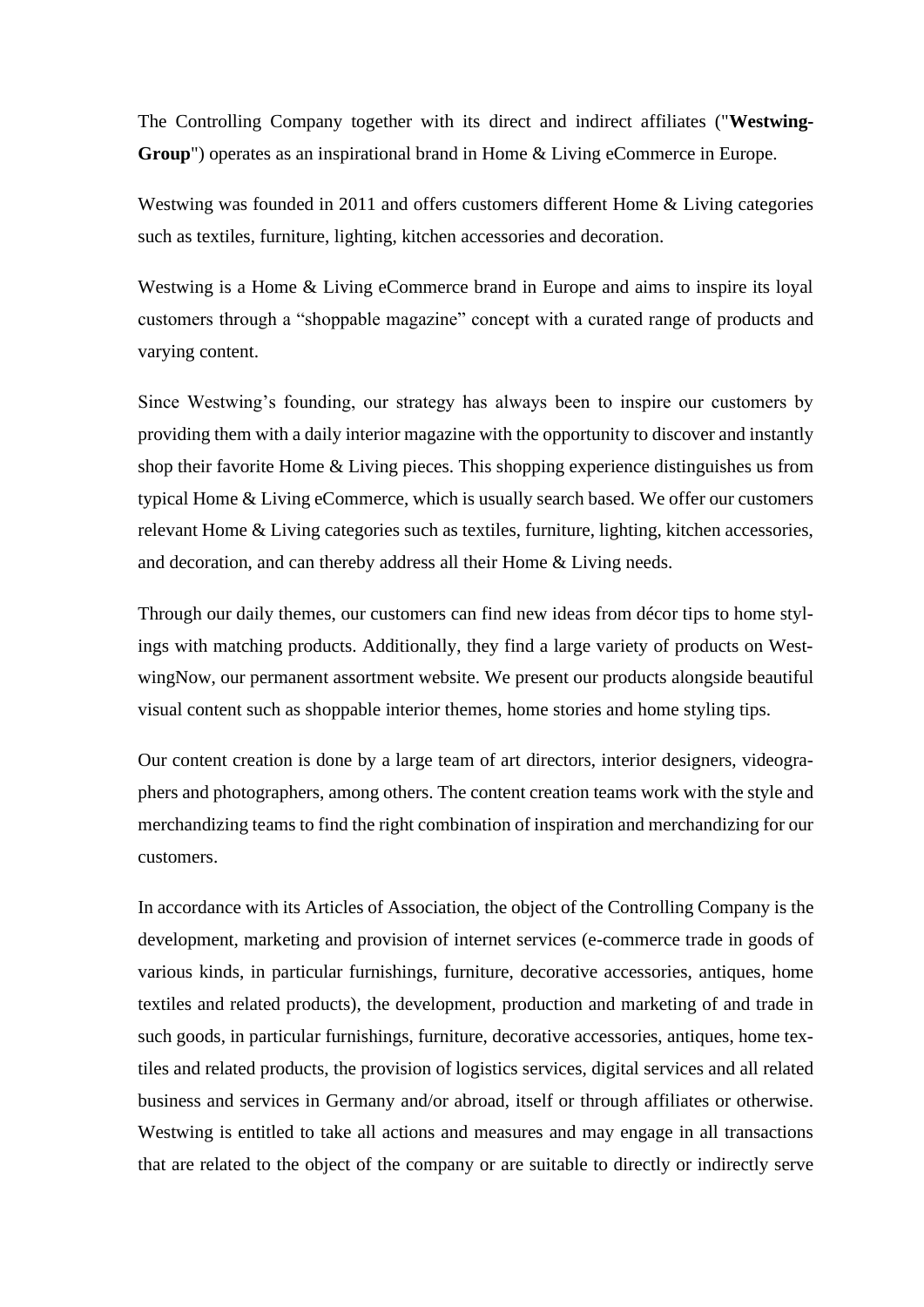The Controlling Company together with its direct and indirect affiliates ("**Westwing-Group**") operates as an inspirational brand in Home & Living eCommerce in Europe.

Westwing was founded in 2011 and offers customers different Home & Living categories such as textiles, furniture, lighting, kitchen accessories and decoration.

Westwing is a Home & Living eCommerce brand in Europe and aims to inspire its loyal customers through a "shoppable magazine" concept with a curated range of products and varying content.

Since Westwing's founding, our strategy has always been to inspire our customers by providing them with a daily interior magazine with the opportunity to discover and instantly shop their favorite Home & Living pieces. This shopping experience distinguishes us from typical Home & Living eCommerce, which is usually search based. We offer our customers relevant Home & Living categories such as textiles, furniture, lighting, kitchen accessories, and decoration, and can thereby address all their Home & Living needs.

Through our daily themes, our customers can find new ideas from décor tips to home stylings with matching products. Additionally, they find a large variety of products on WestwingNow, our permanent assortment website. We present our products alongside beautiful visual content such as shoppable interior themes, home stories and home styling tips.

Our content creation is done by a large team of art directors, interior designers, videographers and photographers, among others. The content creation teams work with the style and merchandizing teams to find the right combination of inspiration and merchandizing for our customers.

In accordance with its Articles of Association, the object of the Controlling Company is the development, marketing and provision of internet services (e-commerce trade in goods of various kinds, in particular furnishings, furniture, decorative accessories, antiques, home textiles and related products), the development, production and marketing of and trade in such goods, in particular furnishings, furniture, decorative accessories, antiques, home textiles and related products, the provision of logistics services, digital services and all related business and services in Germany and/or abroad, itself or through affiliates or otherwise. Westwing is entitled to take all actions and measures and may engage in all transactions that are related to the object of the company or are suitable to directly or indirectly serve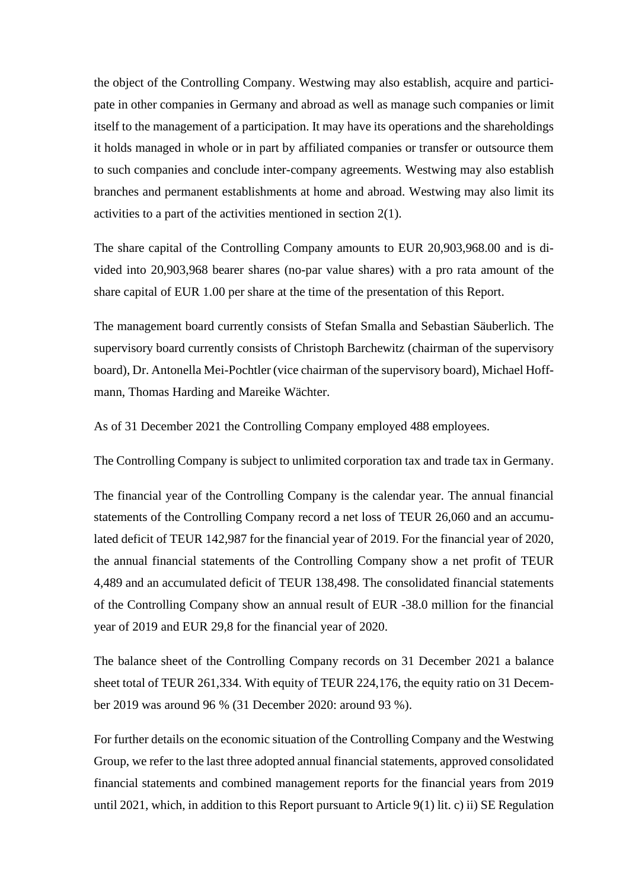the object of the Controlling Company. Westwing may also establish, acquire and participate in other companies in Germany and abroad as well as manage such companies or limit itself to the management of a participation. It may have its operations and the shareholdings it holds managed in whole or in part by affiliated companies or transfer or outsource them to such companies and conclude inter-company agreements. Westwing may also establish branches and permanent establishments at home and abroad. Westwing may also limit its activities to a part of the activities mentioned in section 2(1).

The share capital of the Controlling Company amounts to EUR 20,903,968.00 and is divided into 20,903,968 bearer shares (no-par value shares) with a pro rata amount of the share capital of EUR 1.00 per share at the time of the presentation of this Report.

The management board currently consists of Stefan Smalla and Sebastian Säuberlich. The supervisory board currently consists of Christoph Barchewitz (chairman of the supervisory board), Dr. Antonella Mei-Pochtler (vice chairman of the supervisory board), Michael Hoffmann, Thomas Harding and Mareike Wächter.

As of 31 December 2021 the Controlling Company employed 488 employees.

The Controlling Company is subject to unlimited corporation tax and trade tax in Germany.

The financial year of the Controlling Company is the calendar year. The annual financial statements of the Controlling Company record a net loss of TEUR 26,060 and an accumulated deficit of TEUR 142,987 for the financial year of 2019. For the financial year of 2020, the annual financial statements of the Controlling Company show a net profit of TEUR 4,489 and an accumulated deficit of TEUR 138,498. The consolidated financial statements of the Controlling Company show an annual result of EUR -38.0 million for the financial year of 2019 and EUR 29,8 for the financial year of 2020.

The balance sheet of the Controlling Company records on 31 December 2021 a balance sheet total of TEUR 261,334. With equity of TEUR 224,176, the equity ratio on 31 December 2019 was around 96 % (31 December 2020: around 93 %).

For further details on the economic situation of the Controlling Company and the Westwing Group, we refer to the last three adopted annual financial statements, approved consolidated financial statements and combined management reports for the financial years from 2019 until 2021, which, in addition to this Report pursuant to Article 9(1) lit. c) ii) SE Regulation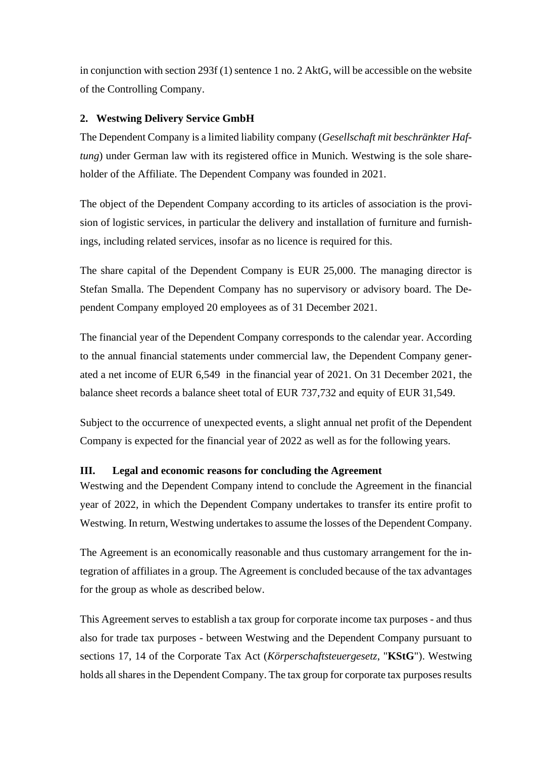in conjunction with section 293f (1) sentence 1 no. 2 AktG, will be accessible on the website of the Controlling Company.

### 2. Westwing Delivery Service GmbH

The Dependent Company is a limited liability company (*Gesellschaft mit beschränkter Haftung*) under German law with its registered office in Munich. Westwing is the sole shareholder of the Affiliate. The Dependent Company was founded in 2021.

The object of the Dependent Company according to its articles of association is the provision of logistic services, in particular the delivery and installation of furniture and furnishings, including related services, insofar as no licence is required for this.

The share capital of the Dependent Company is EUR 25,000. The managing director is Stefan Smalla. The Dependent Company has no supervisory or advisory board. The Dependent Company employed 20 employees as of 31 December 2021.

The financial year of the Dependent Company corresponds to the calendar year. According to the annual financial statements under commercial law, the Dependent Company generated a net income of EUR 6,549 in the financial year of 2021. On 31 December 2021, the balance sheet records a balance sheet total of EUR 737,732 and equity of EUR 31,549.

Subject to the occurrence of unexpected events, a slight annual net profit of the Dependent Company is expected for the financial year of 2022 as well as for the following years.

## III. Legal and economic reasons for concluding the Agreement

Westwing and the Dependent Company intend to conclude the Agreement in the financial year of 2022, in which the Dependent Company undertakes to transfer its entire profit to Westwing. In return, Westwing undertakes to assume the losses of the Dependent Company.

The Agreement is an economically reasonable and thus customary arrangement for the integration of affiliates in a group. The Agreement is concluded because of the tax advantages for the group as whole as described below.

This Agreement serves to establish a tax group for corporate income tax purposes - and thus also for trade tax purposes - between Westwing and the Dependent Company pursuant to sections 17, 14 of the Corporate Tax Act (*Körperschaftsteuergesetz*, "**KStG**"). Westwing holds all shares in the Dependent Company. The tax group for corporate tax purposes results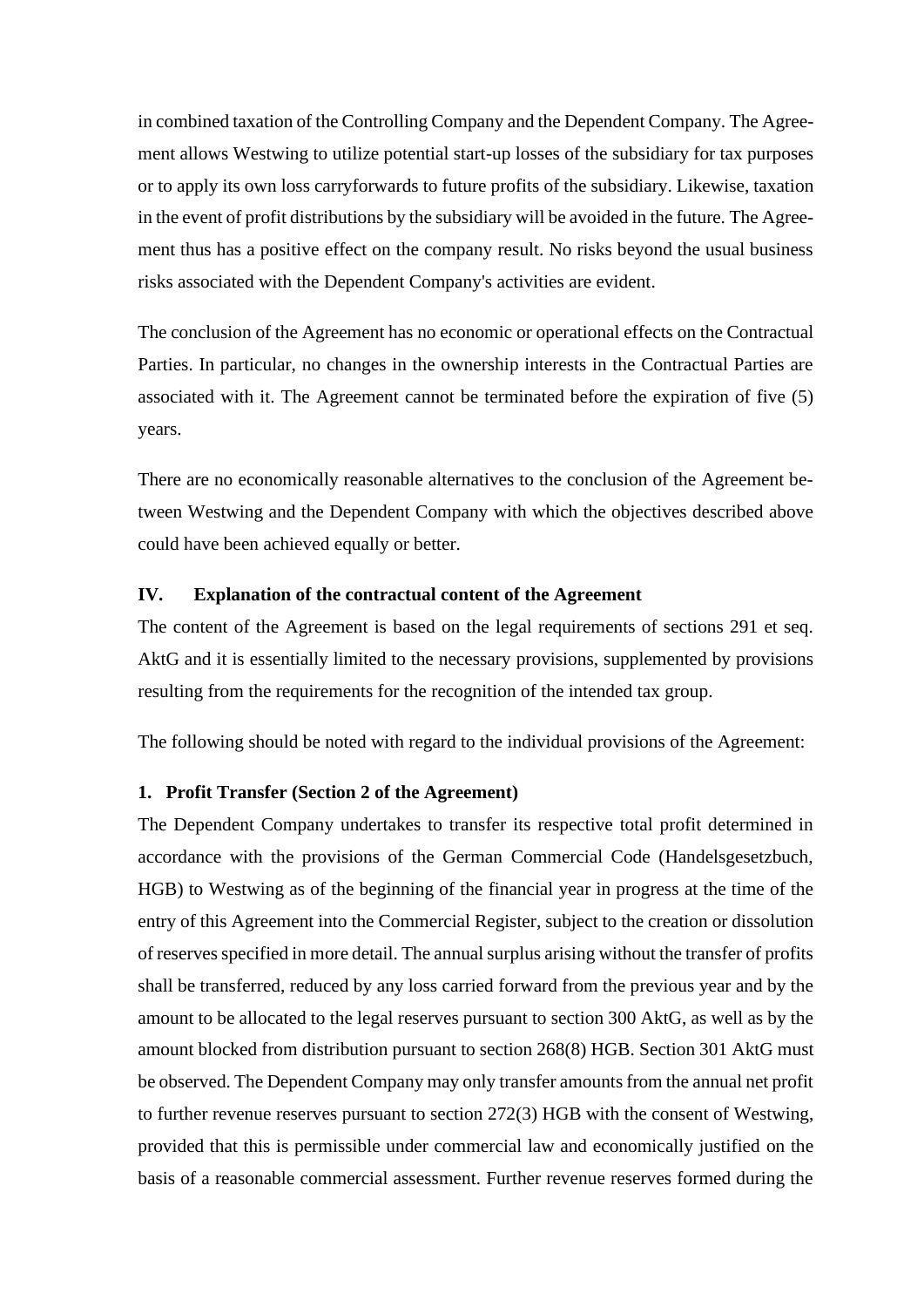in combined taxation of the Controlling Company and the Dependent Company. The Agreement allows Westwing to utilize potential start-up losses of the subsidiary for tax purposes or to apply its own loss carryforwards to future profits of the subsidiary. Likewise, taxation in the event of profit distributions by the subsidiary will be avoided in the future. The Agreement thus has a positive effect on the company result. No risks beyond the usual business risks associated with the Dependent Company's activities are evident.

The conclusion of the Agreement has no economic or operational effects on the Contractual Parties. In particular, no changes in the ownership interests in the Contractual Parties are associated with it. The Agreement cannot be terminated before the expiration of five (5) years.

There are no economically reasonable alternatives to the conclusion of the Agreement between Westwing and the Dependent Company with which the objectives described above could have been achieved equally or better.

## IV. Explanation of the contractual content of the Agreement

The content of the Agreement is based on the legal requirements of sections 291 et seq. AktG and it is essentially limited to the necessary provisions, supplemented by provisions resulting from the requirements for the recognition of the intended tax group.

The following should be noted with regard to the individual provisions of the Agreement:

### 1. Profit Transfer (Section 2 of the Agreement)

The Dependent Company undertakes to transfer its respective total profit determined in accordance with the provisions of the German Commercial Code (Handelsgesetzbuch, HGB) to Westwing as of the beginning of the financial year in progress at the time of the entry of this Agreement into the Commercial Register, subject to the creation or dissolution of reserves specified in more detail. The annual surplus arising without the transfer of profits shall be transferred, reduced by any loss carried forward from the previous year and by the amount to be allocated to the legal reserves pursuant to section 300 AktG, as well as by the amount blocked from distribution pursuant to section 268(8) HGB. Section 301 AktG must be observed. The Dependent Company may only transfer amounts from the annual net profit to further revenue reserves pursuant to section 272(3) HGB with the consent of Westwing, provided that this is permissible under commercial law and economically justified on the basis of a reasonable commercial assessment. Further revenue reserves formed during the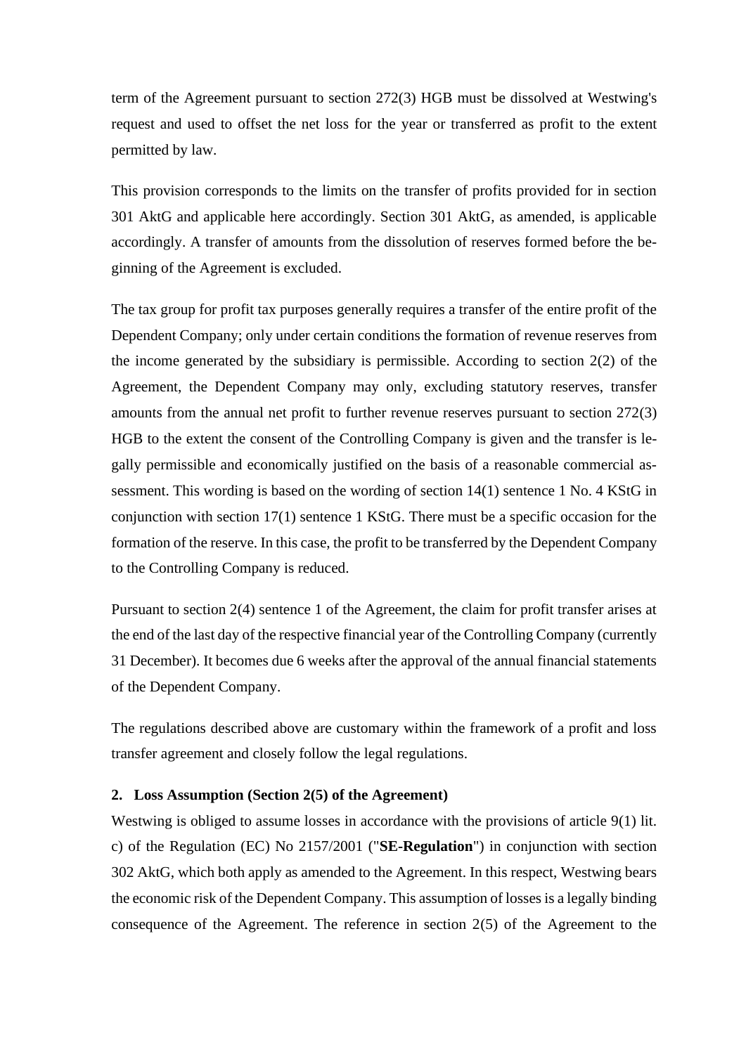term of the Agreement pursuant to section 272(3) HGB must be dissolved at Westwing's request and used to offset the net loss for the year or transferred as profit to the extent permitted by law.

This provision corresponds to the limits on the transfer of profits provided for in section 301 AktG and applicable here accordingly. Section 301 AktG, as amended, is applicable accordingly. A transfer of amounts from the dissolution of reserves formed before the beginning of the Agreement is excluded.

The tax group for profit tax purposes generally requires a transfer of the entire profit of the Dependent Company; only under certain conditions the formation of revenue reserves from the income generated by the subsidiary is permissible. According to section 2(2) of the Agreement, the Dependent Company may only, excluding statutory reserves, transfer amounts from the annual net profit to further revenue reserves pursuant to section 272(3) HGB to the extent the consent of the Controlling Company is given and the transfer is legally permissible and economically justified on the basis of a reasonable commercial assessment. This wording is based on the wording of section 14(1) sentence 1 No. 4 KStG in conjunction with section 17(1) sentence 1 KStG. There must be a specific occasion for the formation of the reserve. In this case, the profit to be transferred by the Dependent Company to the Controlling Company is reduced.

Pursuant to section 2(4) sentence 1 of the Agreement, the claim for profit transfer arises at the end of the last day of the respective financial year of the Controlling Company (currently 31 December). It becomes due 6 weeks after the approval of the annual financial statements of the Dependent Company.

The regulations described above are customary within the framework of a profit and loss transfer agreement and closely follow the legal regulations.

**2. Loss Assumption (Section 2(5) of the Agreement)**

Westwing is obliged to assume losses in accordance with the provisions of article 9(1) lit. c) of the Regulation (EC) No 2157/2001 ("**SE-Regulation**") in conjunction with section 302 AktG, which both apply as amended to the Agreement. In this respect, Westwing bears the economic risk of the Dependent Company. This assumption of losses is a legally binding consequence of the Agreement. The reference in section 2(5) of the Agreement to the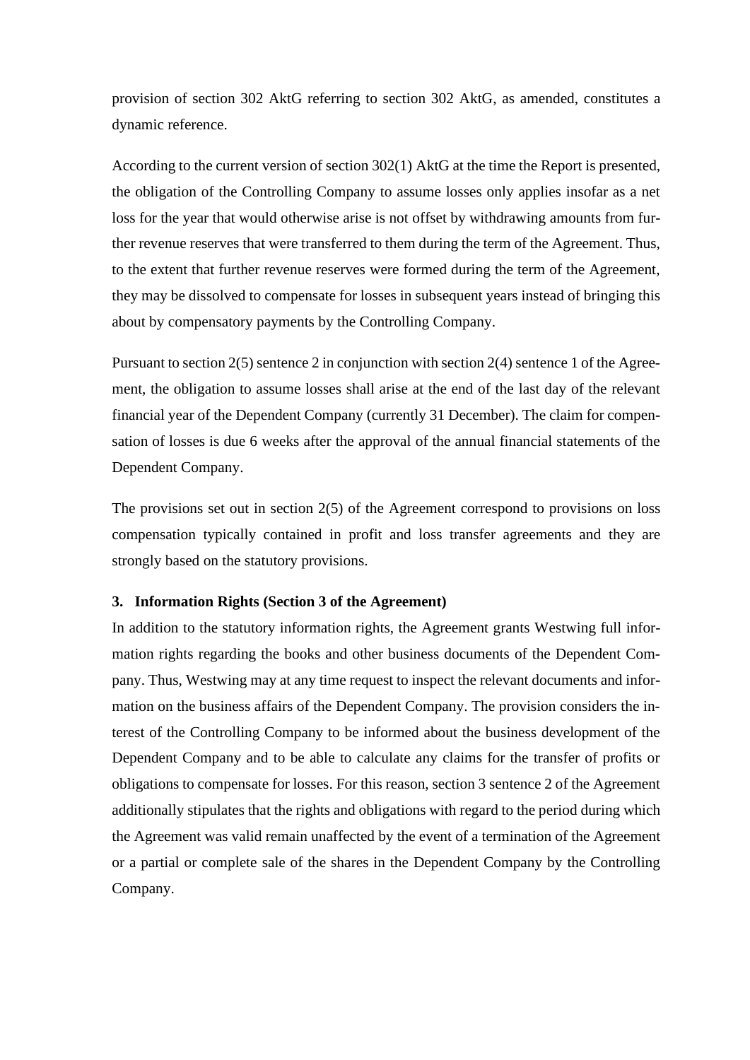provision of section 302 AktG referring to section 302 AktG, as amended, constitutes a dynamic reference.

According to the current version of section 302(1) AktG at the time the Report is presented, the obligation of the Controlling Company to assume losses only applies insofar as a net loss for the year that would otherwise arise is not offset by withdrawing amounts from further revenue reserves that were transferred to them during the term of the Agreement. Thus, to the extent that further revenue reserves were formed during the term of the Agreement, they may be dissolved to compensate for losses in subsequent years instead of bringing this about by compensatory payments by the Controlling Company.

Pursuant to section 2(5) sentence 2 in conjunction with section 2(4) sentence 1 of the Agreement, the obligation to assume losses shall arise at the end of the last day of the relevant financial year of the Dependent Company (currently 31 December). The claim for compensation of losses is due 6 weeks after the approval of the annual financial statements of the Dependent Company.

The provisions set out in section 2(5) of the Agreement correspond to provisions on loss compensation typically contained in profit and loss transfer agreements and they are strongly based on the statutory provisions.

### 3. Information Rights (Section 3 of the Agreement)

In addition to the statutory information rights, the Agreement grants Westwing full information rights regarding the books and other business documents of the Dependent Company. Thus, Westwing may at any time request to inspect the relevant documents and information on the business affairs of the Dependent Company. The provision considers the interest of the Controlling Company to be informed about the business development of the Dependent Company and to be able to calculate any claims for the transfer of profits or obligations to compensate for losses. For this reason, section 3 sentence 2 of the Agreement additionally stipulates that the rights and obligations with regard to the period during which the Agreement was valid remain unaffected by the event of a termination of the Agreement or a partial or complete sale of the shares in the Dependent Company by the Controlling Company.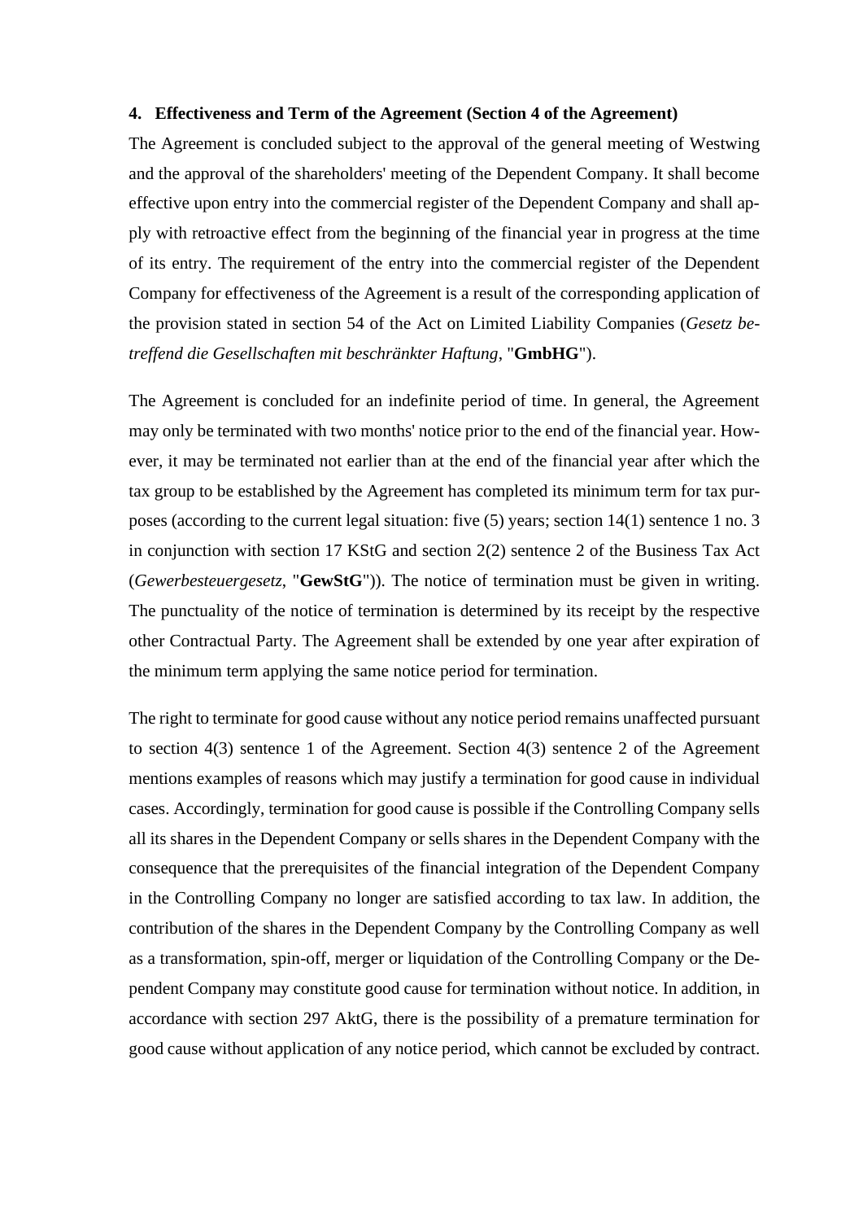#### 4. Effectiveness and Term of the Agreement (Section 4 of the Agreement)

The Agreement is concluded subject to the approval of the general meeting of Westwing and the approval of the shareholders' meeting of the Dependent Company. It shall become effective upon entry into the commercial register of the Dependent Company and shall apply with retroactive effect from the beginning of the financial year in progress at the time of its entry. The requirement of the entry into the commercial register of the Dependent Company for effectiveness of the Agreement is a result of the corresponding application of the provision stated in section 54 of the Act on Limited Liability Companies (*Gesetz betreffend die Gesellschaften mit beschränkter Haftung*, "**GmbHG**").

The Agreement is concluded for an indefinite period of time. In general, the Agreement may only be terminated with two months' notice prior to the end of the financial year. However, it may be terminated not earlier than at the end of the financial year after which the tax group to be established by the Agreement has completed its minimum term for tax purposes (according to the current legal situation: five (5) years; section 14(1) sentence 1 no. 3 in conjunction with section 17 KStG and section 2(2) sentence 2 of the Business Tax Act (*Gewerbesteuergesetz*, "**GewStG**")). The notice of termination must be given in writing. The punctuality of the notice of termination is determined by its receipt by the respective other Contractual Party. The Agreement shall be extended by one year after expiration of the minimum term applying the same notice period for termination.

The right to terminate for good cause without any notice period remains unaffected pursuant to section 4(3) sentence 1 of the Agreement. Section 4(3) sentence 2 of the Agreement mentions examples of reasons which may justify a termination for good cause in individual cases. Accordingly, termination for good cause is possible if the Controlling Company sells all its shares in the Dependent Company or sells shares in the Dependent Company with the consequence that the prerequisites of the financial integration of the Dependent Company in the Controlling Company no longer are satisfied according to tax law. In addition, the contribution of the shares in the Dependent Company by the Controlling Company as well as a transformation, spin-off, merger or liquidation of the Controlling Company or the Dependent Company may constitute good cause for termination without notice. In addition, in accordance with section 297 AktG, there is the possibility of a premature termination for good cause without application of any notice period, which cannot be excluded by contract.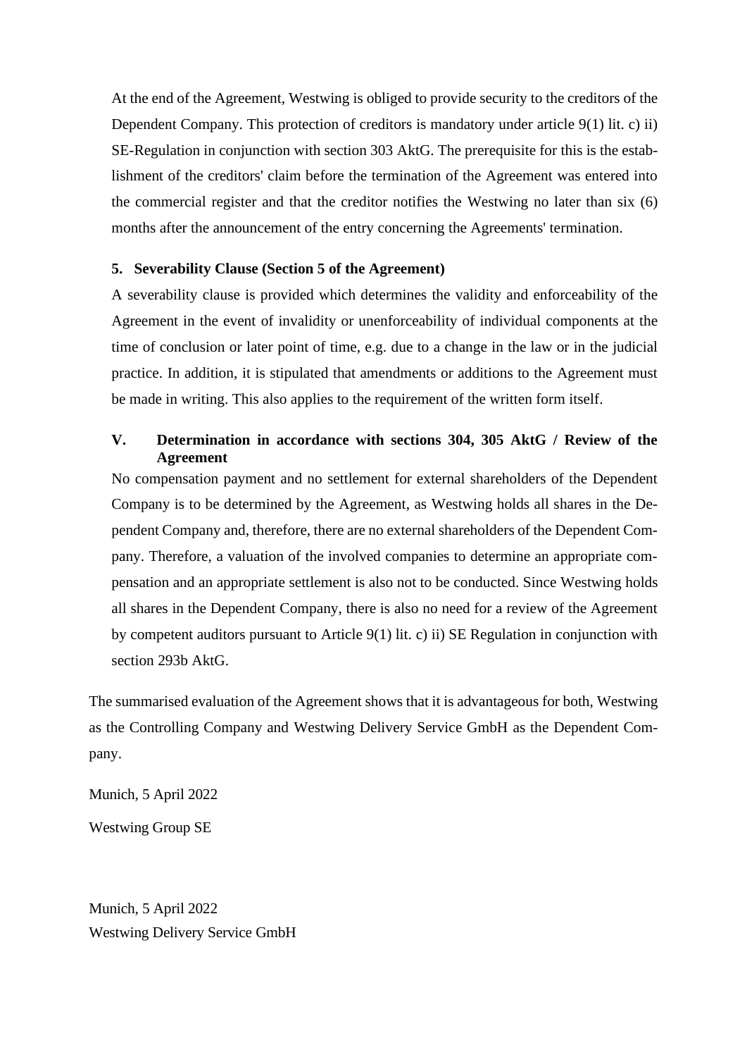At the end of the Agreement, Westwing is obliged to provide security to the creditors of the Dependent Company. This protection of creditors is mandatory under article 9(1) lit. c) ii) SE-Regulation in conjunction with section 303 AktG. The prerequisite for this is the establishment of the creditors' claim before the termination of the Agreement was entered into the commercial register and that the creditor notifies the Westwing no later than six (6) months after the announcement of the entry concerning the Agreements' termination.

**5. Severability Clause (Section 5 of the Agreement)**

A severability clause is provided which determines the validity and enforceability of the Agreement in the event of invalidity or unenforceability of individual components at the time of conclusion or later point of time, e.g. due to a change in the law or in the judicial practice. In addition, it is stipulated that amendments or additions to the Agreement must be made in writing. This also applies to the requirement of the written form itself.

## V. Determination in accordance with sections 304, 305 AktG / Review of the Agreement

No compensation payment and no settlement for external shareholders of the Dependent Company is to be determined by the Agreement, as Westwing holds all shares in the Dependent Company and, therefore, there are no external shareholders of the Dependent Company. Therefore, a valuation of the involved companies to determine an appropriate compensation and an appropriate settlement is also not to be conducted. Since Westwing holds all shares in the Dependent Company, there is also no need for a review of the Agreement by competent auditors pursuant to Article 9(1) lit. c) ii) SE Regulation in conjunction with section 293b AktG.

The summarised evaluation of the Agreement shows that it is advantageous for both, Westwing as the Controlling Company and Westwing Delivery Service GmbH as the Dependent Company.

Munich, 5 April 2022

Westwing Group SE

Munich, 5 April 2022

Westwing Delivery Service GmbH